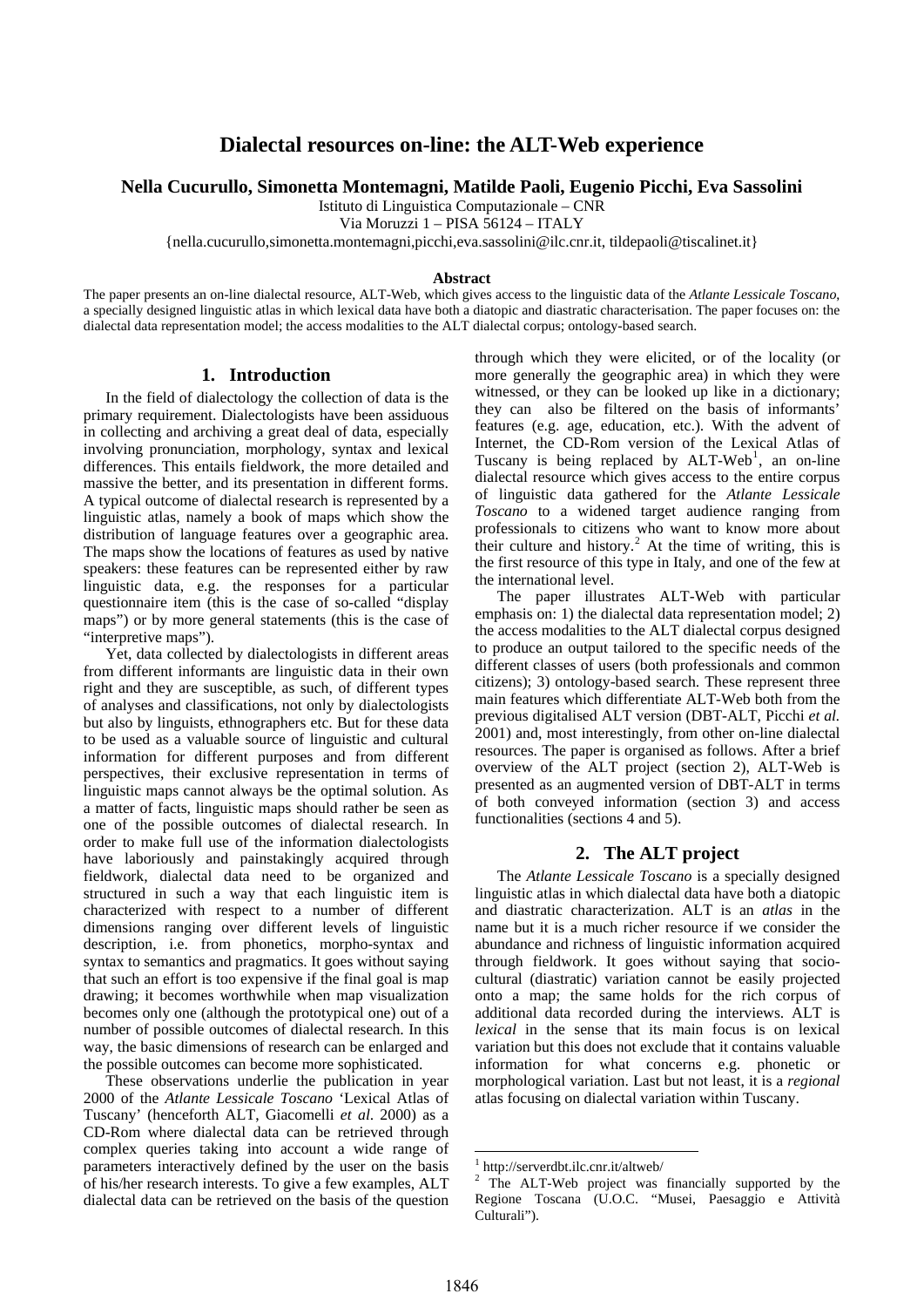# Dialectal resources on-line: the ALT-Web experience

**Nella Cucurullo, Simonetta Montemagni, Matilde Paoli, Eugenio Picchi, Eva Sassolini**

Istituto di Linguistica Computazionale – CNR
Via Moruzzi 1 – PISA 56124 – ITALY
{nella.cucurullo,simonetta.montemagni,picchi,eva.sassolini@ilc.cnr.it, tildepaoli@tiscalinet.it}

**Abstract**

The paper presents an on-line dialectal resource, ALT-Web, which gives access to the linguistic data of the *Atlante Lessicale Toscano*, a specially designed linguistic atlas in which lexical data have both a diatopic and diastratic characterisation. The paper focuses on: the dialectal data representation model; the access modalities to the ALT dialectal corpus; ontology-based search.

## 1. Introduction

In the field of dialectology the collection of data is the primary requirement. Dialectologists have been assiduous in collecting and archiving a great deal of data, especially involving pronunciation, morphology, syntax and lexical differences. This entails fieldwork, the more detailed and massive the better, and its presentation in different forms. A typical outcome of dialectal research is represented by a linguistic atlas, namely a book of maps which show the distribution of language features over a geographic area. The maps show the locations of features as used by native speakers: these features can be represented either by raw linguistic data, e.g. the responses for a particular questionnaire item (this is the case of so-called "display maps") or by more general statements (this is the case of "interpretive maps").

Yet, data collected by dialectologists in different areas from different informants are linguistic data in their own right and they are susceptible, as such, of different types of analyses and classifications, not only by dialectologists but also by linguists, ethnographers etc. But for these data to be used as a valuable source of linguistic and cultural information for different purposes and from different perspectives, their exclusive representation in terms of linguistic maps cannot always be the optimal solution. As a matter of facts, linguistic maps should rather be seen as one of the possible outcomes of dialectal research. In order to make full use of the information dialectologists have laboriously and painstakingly acquired through fieldwork, dialectal data need to be organized and structured in such a way that each linguistic item is characterized with respect to a number of different dimensions ranging over different levels of linguistic description, i.e. from phonetics, morpho-syntax and syntax to semantics and pragmatics. It goes without saying that such an effort is too expensive if the final goal is map drawing; it becomes worthwhile when map visualization becomes only one (although the prototypical one) out of a number of possible outcomes of dialectal research. In this way, the basic dimensions of research can be enlarged and the possible outcomes can become more sophisticated.

These observations underlie the publication in year 2000 of the *Atlante Lessicale Toscano* 'Lexical Atlas of Tuscany' (henceforth ALT, Giacomelli *et al.* 2000) as a CD-Rom where dialectal data can be retrieved through complex queries taking into account a wide range of parameters interactively defined by the user on the basis of his/her research interests. To give a few examples, ALT dialectal data can be retrieved on the basis of the question through which they were elicited, or of the locality (or more generally the geographic area) in which they were witnessed, or they can be looked up like in a dictionary; they can also be filtered on the basis of informants' features (e.g. age, education, etc.). With the advent of Internet, the CD-Rom version of the Lexical Atlas of Tuscany is being replaced by ALT-Web[1], an on-line dialectal resource which gives access to the entire corpus of linguistic data gathered for the *Atlante Lessicale Toscano* to a widened target audience ranging from professionals to citizens who want to know more about their culture and history.[2] At the time of writing, this is the first resource of this type in Italy, and one of the few at the international level.

The paper illustrates ALT-Web with particular emphasis on: 1) the dialectal data representation model; 2) the access modalities to the ALT dialectal corpus designed to produce an output tailored to the specific needs of the different classes of users (both professionals and common citizens); 3) ontology-based search. These represent three main features which differentiate ALT-Web both from the previous digitalised ALT version (DBT-ALT, Picchi *et al.* 2001) and, most interestingly, from other on-line dialectal resources. The paper is organised as follows. After a brief overview of the ALT project (section 2), ALT-Web is presented as an augmented version of DBT-ALT in terms of both conveyed information (section 3) and access functionalities (sections 4 and 5).

## 2. The ALT project

The *Atlante Lessicale Toscano* is a specially designed linguistic atlas in which dialectal data have both a diatopic and diastratic characterization. ALT is an *atlas* in the name but it is a much richer resource if we consider the abundance and richness of linguistic information acquired through fieldwork. It goes without saying that socio-cultural (diastratic) variation cannot be easily projected onto a map; the same holds for the rich corpus of additional data recorded during the interviews. ALT is *lexical* in the sense that its main focus is on lexical variation but this does not exclude that it contains valuable information for what concerns e.g. phonetic or morphological variation. Last but not least, it is a *regional* atlas focusing on dialectal variation within Tuscany.

[1] http://serverdbt.ilc.cnr.it/altweb/

[2] The ALT-Web project was financially supported by the Regione Toscana (U.O.C. "Musei, Paesaggio e Attività Culturali").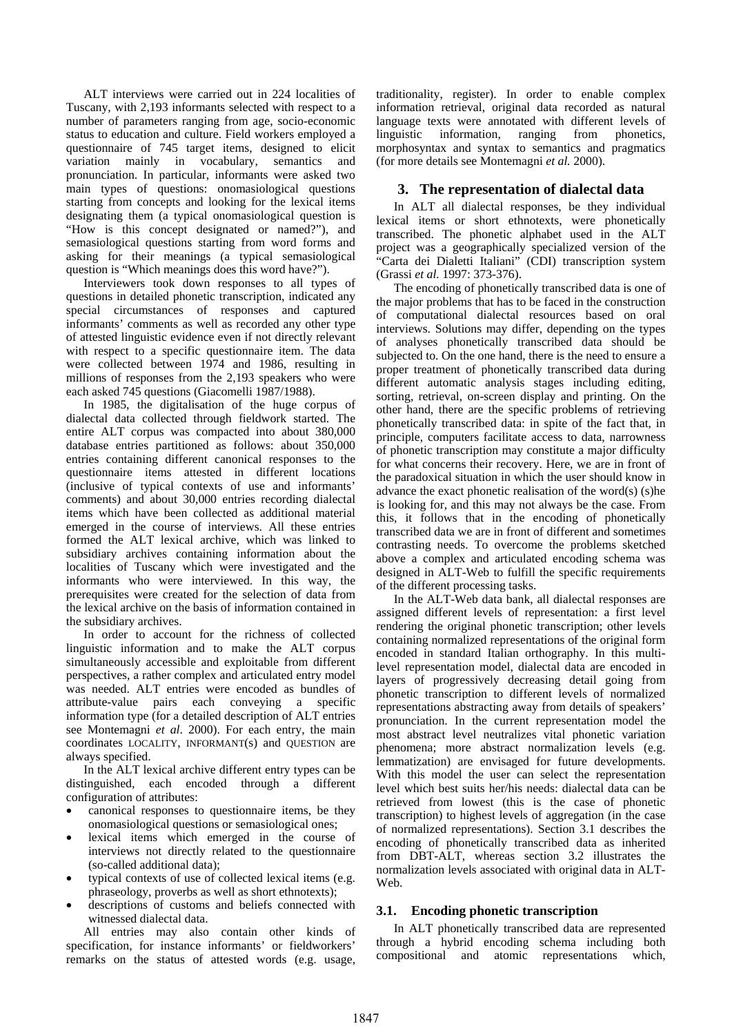ALT interviews were carried out in 224 localities of Tuscany, with 2,193 informants selected with respect to a number of parameters ranging from age, socio-economic status to education and culture. Field workers employed a questionnaire of 745 target items, designed to elicit variation mainly in vocabulary, semantics and pronunciation. In particular, informants were asked two main types of questions: onomasiological questions starting from concepts and looking for the lexical items designating them (a typical onomasiological question is "How is this concept designated or named?"), and semasiological questions starting from word forms and asking for their meanings (a typical semasiological question is "Which meanings does this word have?").

Interviewers took down responses to all types of questions in detailed phonetic transcription, indicated any special circumstances of responses and captured informants' comments as well as recorded any other type of attested linguistic evidence even if not directly relevant with respect to a specific questionnaire item. The data were collected between 1974 and 1986, resulting in millions of responses from the 2,193 speakers who were each asked 745 questions (Giacomelli 1987/1988).

In 1985, the digitalisation of the huge corpus of dialectal data collected through fieldwork started. The entire ALT corpus was compacted into about 380,000 database entries partitioned as follows: about 350,000 entries containing different canonical responses to the questionnaire items attested in different locations (inclusive of typical contexts of use and informants' comments) and about 30,000 entries recording dialectal items which have been collected as additional material emerged in the course of interviews. All these entries formed the ALT lexical archive, which was linked to subsidiary archives containing information about the localities of Tuscany which were investigated and the informants who were interviewed. In this way, the prerequisites were created for the selection of data from the lexical archive on the basis of information contained in the subsidiary archives.

In order to account for the richness of collected linguistic information and to make the ALT corpus simultaneously accessible and exploitable from different perspectives, a rather complex and articulated entry model was needed. ALT entries were encoded as bundles of attribute-value pairs each conveying a specific information type (for a detailed description of ALT entries see Montemagni *et al*. 2000). For each entry, the main coordinates LOCALITY, INFORMANT(s) and QUESTION are always specified.

In the ALT lexical archive different entry types can be distinguished, each encoded through a different configuration of attributes:

- canonical responses to questionnaire items, be they onomasiological questions or semasiological ones;
- lexical items which emerged in the course of interviews not directly related to the questionnaire (so-called additional data);
- typical contexts of use of collected lexical items (e.g. phraseology, proverbs as well as short ethnotexts);
- descriptions of customs and beliefs connected with witnessed dialectal data.

All entries may also contain other kinds of specification, for instance informants' or fieldworkers' remarks on the status of attested words (e.g. usage, traditionality, register). In order to enable complex information retrieval, original data recorded as natural language texts were annotated with different levels of linguistic information, ranging from phonetics, morphosyntax and syntax to semantics and pragmatics (for more details see Montemagni *et al.* 2000).

## 3. The representation of dialectal data

In ALT all dialectal responses, be they individual lexical items or short ethnotexts, were phonetically transcribed. The phonetic alphabet used in the ALT project was a geographically specialized version of the "Carta dei Dialetti Italiani" (CDI) transcription system (Grassi *et al.* 1997: 373-376).

The encoding of phonetically transcribed data is one of the major problems that has to be faced in the construction of computational dialectal resources based on oral interviews. Solutions may differ, depending on the types of analyses phonetically transcribed data should be subjected to. On the one hand, there is the need to ensure a proper treatment of phonetically transcribed data during different automatic analysis stages including editing, sorting, retrieval, on-screen display and printing. On the other hand, there are the specific problems of retrieving phonetically transcribed data: in spite of the fact that, in principle, computers facilitate access to data, narrowness of phonetic transcription may constitute a major difficulty for what concerns their recovery. Here, we are in front of the paradoxical situation in which the user should know in advance the exact phonetic realisation of the word(s) (s)he is looking for, and this may not always be the case. From this, it follows that in the encoding of phonetically transcribed data we are in front of different and sometimes contrasting needs. To overcome the problems sketched above a complex and articulated encoding schema was designed in ALT-Web to fulfill the specific requirements of the different processing tasks.

In the ALT-Web data bank, all dialectal responses are assigned different levels of representation: a first level rendering the original phonetic transcription; other levels containing normalized representations of the original form encoded in standard Italian orthography. In this multi-level representation model, dialectal data are encoded in layers of progressively decreasing detail going from phonetic transcription to different levels of normalized representations abstracting away from details of speakers' pronunciation. In the current representation model the most abstract level neutralizes vital phonetic variation phenomena; more abstract normalization levels (e.g. lemmatization) are envisaged for future developments. With this model the user can select the representation level which best suits her/his needs: dialectal data can be retrieved from lowest (this is the case of phonetic transcription) to highest levels of aggregation (in the case of normalized representations). Section 3.1 describes the encoding of phonetically transcribed data as inherited from DBT-ALT, whereas section 3.2 illustrates the normalization levels associated with original data in ALT-Web.

### 3.1. Encoding phonetic transcription

In ALT phonetically transcribed data are represented through a hybrid encoding schema including both compositional and atomic representations which,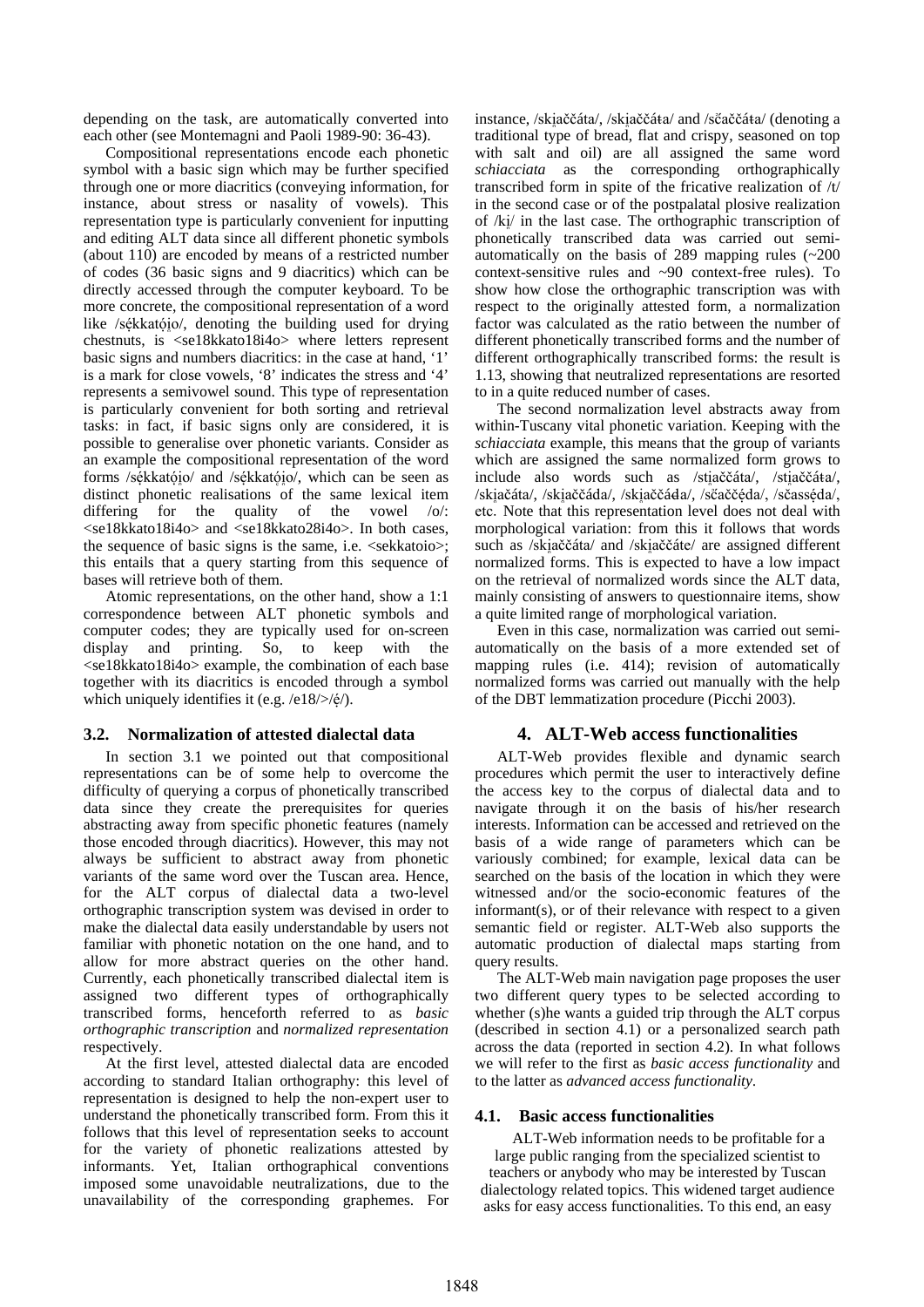depending on the task, are automatically converted into each other (see Montemagni and Paoli 1989-90: 36-43).

Compositional representations encode each phonetic symbol with a basic sign which may be further specified through one or more diacritics (conveying information, for instance, about stress or nasality of vowels). This representation type is particularly convenient for inputting and editing ALT data since all different phonetic symbols (about 110) are encoded by means of a restricted number of codes (36 basic signs and 9 diacritics) which can be directly accessed through the computer keyboard. To be more concrete, the compositional representation of a word like /sẹ́kkatọ́i̯o/, denoting the building used for drying chestnuts, is <se18kkato18i4o> where letters represent basic signs and numbers diacritics: in the case at hand, '1' is a mark for close vowels, '8' indicates the stress and '4' represents a semivowel sound. This type of representation is particularly convenient for both sorting and retrieval tasks: in fact, if basic signs only are considered, it is possible to generalise over phonetic variants. Consider as an example the compositional representation of the word forms /sẹ́kkatọ́i̯o/ and /sẹ́kkatǫ́i̯o/, which can be seen as distinct phonetic realisations of the same lexical item differing for the quality of the vowel /o/: <se18kkato18i4o> and <se18kkato28i4o>. In both cases, the sequence of basic signs is the same, i.e. <sekkatoio>; this entails that a query starting from this sequence of bases will retrieve both of them.

Atomic representations, on the other hand, show a 1:1 correspondence between ALT phonetic symbols and computer codes; they are typically used for on-screen display and printing. So, to keep with the <se18kkato18i4o> example, the combination of each base together with its diacritics is encoded through a symbol which uniquely identifies it (e.g. /e18/>/ẹ́/).

### 3.2. Normalization of attested dialectal data

In section 3.1 we pointed out that compositional representations can be of some help to overcome the difficulty of querying a corpus of phonetically transcribed data since they create the prerequisites for queries abstracting away from specific phonetic features (namely those encoded through diacritics). However, this may not always be sufficient to abstract away from phonetic variants of the same word over the Tuscan area. Hence, for the ALT corpus of dialectal data a two-level orthographic transcription system was devised in order to make the dialectal data easily understandable by users not familiar with phonetic notation on the one hand, and to allow for more abstract queries on the other hand. Currently, each phonetically transcribed dialectal item is assigned two different types of orthographically transcribed forms, henceforth referred to as *basic orthographic transcription* and *normalized representation* respectively.

At the first level, attested dialectal data are encoded according to standard Italian orthography: this level of representation is designed to help the non-expert user to understand the phonetically transcribed form. From this it follows that this level of representation seeks to account for the variety of phonetic realizations attested by informants. Yet, Italian orthographical conventions imposed some unavoidable neutralizations, due to the unavailability of the corresponding graphemes. For instance, /ski̯aččáta/, /ski̯aččáŧa/ and /sčaččáŧa/ (denoting a traditional type of bread, flat and crispy, seasoned on top with salt and oil) are all assigned the same word *schiacciata* as the corresponding orthographically transcribed form in spite of the fricative realization of /t/ in the second case or of the postpalatal plosive realization of /ki̯/ in the last case. The orthographic transcription of phonetically transcribed data was carried out semi-automatically on the basis of 289 mapping rules (~200 context-sensitive rules and ~90 context-free rules). To show how close the orthographic transcription was with respect to the originally attested form, a normalization factor was calculated as the ratio between the number of different phonetically transcribed forms and the number of different orthographically transcribed forms: the result is 1.13, showing that neutralized representations are resorted to in a quite reduced number of cases.

The second normalization level abstracts away from within-Tuscany vital phonetic variation. Keeping with the *schiacciata* example, this means that the group of variants which are assigned the same normalized form grows to include also words such as /sti̯aččáta/, /sti̯aččáŧa/, /ski̯ačáta/, /ski̯aččáda/, /ski̯aččáđa/, /sčaččẹ́da/, /sčassẹ́da/, etc. Note that this representation level does not deal with morphological variation: from this it follows that words such as /ski̯aččáta/ and /ski̯aččáte/ are assigned different normalized forms. This is expected to have a low impact on the retrieval of normalized words since the ALT data, mainly consisting of answers to questionnaire items, show a quite limited range of morphological variation.

Even in this case, normalization was carried out semi-automatically on the basis of a more extended set of mapping rules (i.e. 414); revision of automatically normalized forms was carried out manually with the help of the DBT lemmatization procedure (Picchi 2003).

## 4. ALT-Web access functionalities

ALT-Web provides flexible and dynamic search procedures which permit the user to interactively define the access key to the corpus of dialectal data and to navigate through it on the basis of his/her research interests. Information can be accessed and retrieved on the basis of a wide range of parameters which can be variously combined; for example, lexical data can be searched on the basis of the location in which they were witnessed and/or the socio-economic features of the informant(s), or of their relevance with respect to a given semantic field or register. ALT-Web also supports the automatic production of dialectal maps starting from query results.

The ALT-Web main navigation page proposes the user two different query types to be selected according to whether (s)he wants a guided trip through the ALT corpus (described in section 4.1) or a personalized search path across the data (reported in section 4.2). In what follows we will refer to the first as *basic access functionality* and to the latter as *advanced access functionality*.

### 4.1. Basic access functionalities

ALT-Web information needs to be profitable for a large public ranging from the specialized scientist to teachers or anybody who may be interested by Tuscan dialectology related topics. This widened target audience asks for easy access functionalities. To this end, an easy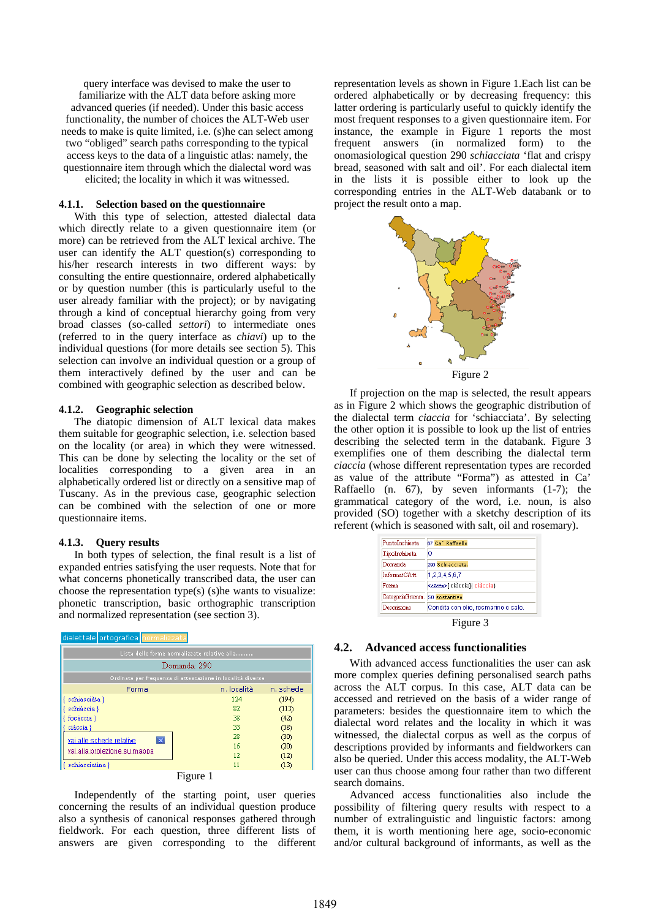query interface was devised to make the user to familiarize with the ALT data before asking more advanced queries (if needed). Under this basic access functionality, the number of choices the ALT-Web user needs to make is quite limited, i.e. (s)he can select among two "obliged" search paths corresponding to the typical access keys to the data of a linguistic atlas: namely, the questionnaire item through which the dialectal word was elicited; the locality in which it was witnessed.

### 4.1.1. Selection based on the questionnaire

With this type of selection, attested dialectal data which directly relate to a given questionnaire item (or more) can be retrieved from the ALT lexical archive. The user can identify the ALT question(s) corresponding to his/her research interests in two different ways: by consulting the entire questionnaire, ordered alphabetically or by question number (this is particularly useful to the user already familiar with the project); or by navigating through a kind of conceptual hierarchy going from very broad classes (so-called *settori*) to intermediate ones (referred to in the query interface as *chiavi*) up to the individual questions (for more details see section 5). This selection can involve an individual question or a group of them interactively defined by the user and can be combined with geographic selection as described below.

### 4.1.2. Geographic selection

The diatopic dimension of ALT lexical data makes them suitable for geographic selection, i.e. selection based on the locality (or area) in which they were witnessed. This can be done by selecting the locality or the set of localities corresponding to a given area in an alphabetically ordered list or directly on a sensitive map of Tuscany. As in the previous case, geographic selection can be combined with the selection of one or more questionnaire items.

### 4.1.3. Query results

In both types of selection, the final result is a list of expanded entries satisfying the user requests. Note that for what concerns phonetically transcribed data, the user can choose the representation type(s) (s)he wants to visualize: phonetic transcription, basic orthographic transcription and normalized representation (see section 3).

dialettale | ortografica | normalizzata

Lista delle forme normalizzate relative alla.........

Domanda 290

Ordinate per frequenza di attestazione in località diverse

| Forma | n. località | n. schede |
|---|---|---|
| { schiacciàta } | 124 | (194) |
| { schiàccia } | 82 | (113) |
| { focàccia } | 38 | (42) |
| { ciàccia } | 33 | (38) |
| vai alle schede relative | 28 | (30) |
| vai alla proiezione su mappa | 16 | (20) |
| | 12 | (12) |
| { schiacciatìna } | 11 | (13) |

Figure 1

Independently of the starting point, user queries concerning the results of an individual question produce also a synthesis of canonical responses gathered through fieldwork. For each question, three different lists of answers are given corresponding to the different representation levels as shown in Figure 1.Each list can be ordered alphabetically or by decreasing frequency: this latter ordering is particularly useful to quickly identify the most frequent responses to a given questionnaire item. For instance, the example in Figure 1 reports the most frequent answers (in normalized form) to the onomasiological question 290 *schiacciata* 'flat and crispy bread, seasoned with salt and oil'. For each dialectal item in the lists it is possible either to look up the corresponding entries in the ALT-Web databank or to project the result onto a map.

Figure 2

If projection on the map is selected, the result appears as in Figure 2 which shows the geographic distribution of the dialectal term *ciaccia* for 'schiacciata'. By selecting the other option it is possible to look up the list of entries describing the selected term in the databank. Figure 3 exemplifies one of them describing the dialectal term *ciaccia* (whose different representation types are recorded as value of the attribute "Forma") as attested in Ca' Raffaello (n. 67), by seven informants (1-7); the grammatical category of the word, i.e. noun, is also provided (SO) together with a sketchy description of its referent (which is seasoned with salt, oil and rosemary).

| | |
|---|---|
| PuntoInchiesta | 67 Ca` Raffaello |
| TipoInchiesta | O |
| Domanda | 290 Schiacciata |
| InformatCAtt. | 1,2,3,4,5,6,7 |
| Forma | <ćàćća>[ciàccia]{ ciàccia} |
| CategoriaGramm. | SO sostantivo |
| Descrizione | Condita con olio, rosmarino e sale. |

Figure 3

## 4.2. Advanced access functionalities

With advanced access functionalities the user can ask more complex queries defining personalised search paths across the ALT corpus. In this case, ALT data can be accessed and retrieved on the basis of a wider range of parameters: besides the questionnaire item to which the dialectal word relates and the locality in which it was witnessed, the dialectal corpus as well as the corpus of descriptions provided by informants and fieldworkers can also be queried. Under this access modality, the ALT-Web user can thus choose among four rather than two different search domains.

Advanced access functionalities also include the possibility of filtering query results with respect to a number of extralinguistic and linguistic factors: among them, it is worth mentioning here age, socio-economic and/or cultural background of informants, as well as the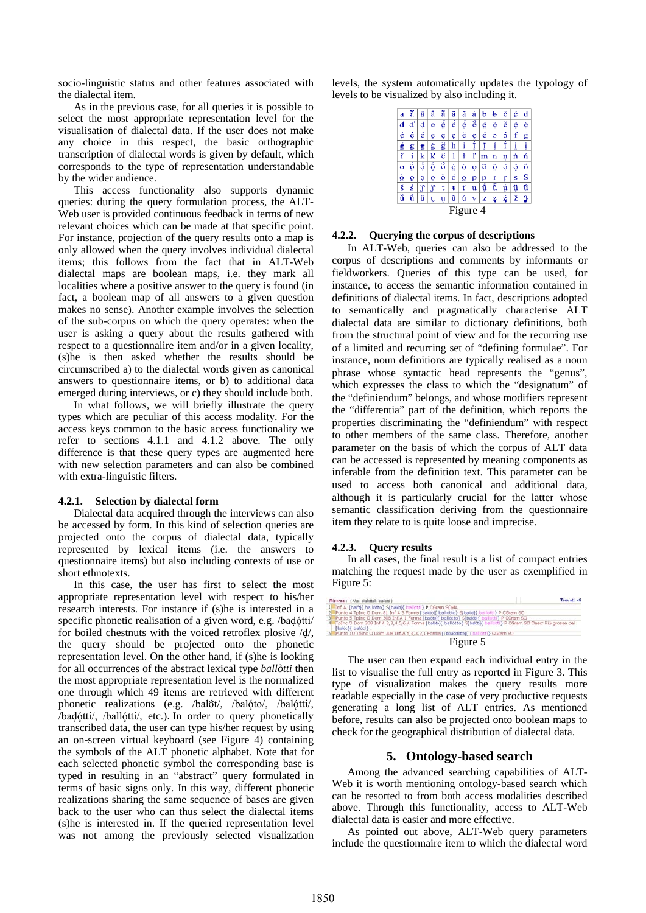socio-linguistic status and other features associated with the dialectal item.

As in the previous case, for all queries it is possible to select the most appropriate representation level for the visualisation of dialectal data. If the user does not make any choice in this respect, the basic orthographic transcription of dialectal words is given by default, which corresponds to the type of representation understandable by the wider audience.

This access functionality also supports dynamic queries: during the query formulation process, the ALT-Web user is provided continuous feedback in terms of new relevant choices which can be made at that specific point. For instance, projection of the query results onto a map is only allowed when the query involves individual dialectal items; this follows from the fact that in ALT-Web dialectal maps are boolean maps, i.e. they mark all localities where a positive answer to the query is found (in fact, a boolean map of all answers to a given question makes no sense). Another example involves the selection of the sub-corpus on which the query operates: when the user is asking a query about the results gathered with respect to a questionnalire item and/or in a given locality, (s)he is then asked whether the results should be circumscribed a) to the dialectal words given as canonical answers to questionnaire items, or b) to additional data emerged during interviews, or c) they should include both.

In what follows, we will briefly illustrate the query types which are peculiar of this access modality. For the access keys common to the basic access functionality we refer to sections 4.1.1 and 4.1.2 above. The only difference is that these query types are augmented here with new selection parameters and can also be combined with extra-linguistic filters.

#### 4.2.1. Selection by dialectal form

Dialectal data acquired through the interviews can also be accessed by form. In this kind of selection queries are projected onto the corpus of dialectal data, typically represented by lexical items (i.e. the answers to questionnaire items) but also including contexts of use or short ethnotexts.

In this case, the user has first to select the most appropriate representation level with respect to his/her research interests. For instance if (s)he is interested in a specific phonetic realisation of a given word, e.g. /baḍọ́tti/ for boiled chestnuts with the voiced retroflex plosive /ḍ/, the query should be projected onto the phonetic representation level. On the other hand, if (s)he is looking for all occurrences of the abstract lexical type *ballòtti* then the most appropriate representation level is the normalized one through which 49 items are retrieved with different phonetic realizations (e.g. /balṓt/, /balọ́to/, /balọ́tti/, /baḍọ́tti/, /ballọ́tti/, etc.). In order to query phonetically transcribed data, the user can type his/her request by using an on-screen virtual keyboard (see Figure 4) containing the symbols of the ALT phonetic alphabet. Note that for each selected phonetic symbol the corresponding base is typed in resulting in an "abstract" query formulated in terms of basic signs only. In this way, different phonetic realizations sharing the same sequence of bases are given back to the user who can thus select the dialectal items (s)he is interested in. If the queried representation level was not among the previously selected visualization levels, the system automatically updates the typology of levels to be visualized by also including it.

Figure 4

#### 4.2.2. Querying the corpus of descriptions

In ALT-Web, queries can also be addressed to the corpus of descriptions and comments by informants or fieldworkers. Queries of this type can be used, for instance, to access the semantic information contained in definitions of dialectal items. In fact, descriptions adopted to semantically and pragmatically characterise ALT dialectal data are similar to dictionary definitions, both from the structural point of view and for the recurring use of a limited and recurring set of "defining formulae". For instance, noun definitions are typically realised as a noun phrase whose syntactic head represents the "genus", which expresses the class to which the "designatum" of the "definiendum" belongs, and whose modifiers represent the "differentia" part of the definition, which reports the properties discriminating the "definiendum" with respect to other members of the same class. Therefore, another parameter on the basis of which the corpus of ALT data can be accessed is represented by meaning components as inferable from the definition text. This parameter can be used to access both canonical and additional data, although it is particularly crucial for the latter whose semantic classification deriving from the questionnaire item they relate to is quite loose and imprecise.

#### 4.2.3. Query results

In all cases, the final result is a list of compact entries matching the request made by the user as exemplified in Figure 5:

Figure 5

The user can then expand each individual entry in the list to visualise the full entry as reported in Figure 3. This type of visualization makes the query results more readable especially in the case of very productive requests generating a long list of ALT entries. As mentioned before, results can also be projected onto boolean maps to check for the geographical distribution of dialectal data.

## 5. Ontology-based search

Among the advanced searching capabilities of ALT-Web it is worth mentioning ontology-based search which can be resorted to from both access modalities described above. Through this functionality, access to ALT-Web dialectal data is easier and more effective.

As pointed out above, ALT-Web query parameters include the questionnaire item to which the dialectal word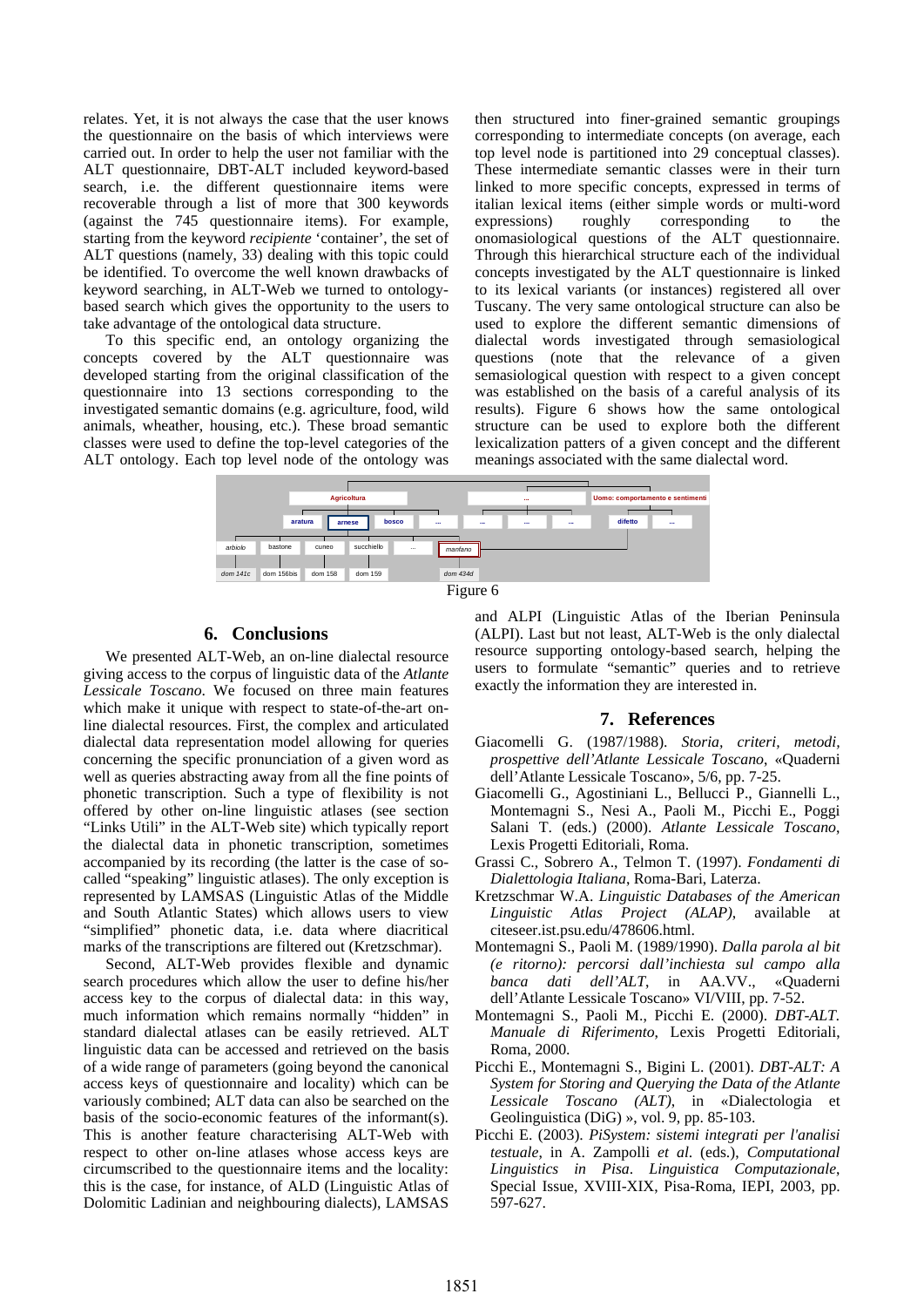relates. Yet, it is not always the case that the user knows the questionnaire on the basis of which interviews were carried out. In order to help the user not familiar with the ALT questionnaire, DBT-ALT included keyword-based search, i.e. the different questionnaire items were recoverable through a list of more that 300 keywords (against the 745 questionnaire items). For example, starting from the keyword *recipiente* 'container', the set of ALT questions (namely, 33) dealing with this topic could be identified. To overcome the well known drawbacks of keyword searching, in ALT-Web we turned to ontology-based search which gives the opportunity to the users to take advantage of the ontological data structure.

To this specific end, an ontology organizing the concepts covered by the ALT questionnaire was developed starting from the original classification of the questionnaire into 13 sections corresponding to the investigated semantic domains (e.g. agriculture, food, wild animals, wheather, housing, etc.). These broad semantic classes were used to define the top-level categories of the ALT ontology. Each top level node of the ontology was then structured into finer-grained semantic groupings corresponding to intermediate concepts (on average, each top level node is partitioned into 29 conceptual classes). These intermediate semantic classes were in their turn linked to more specific concepts, expressed in terms of italian lexical items (either simple words or multi-word expressions) roughly corresponding to the onomasiological questions of the ALT questionnaire. Through this hierarchical structure each of the individual concepts investigated by the ALT questionnaire is linked to its lexical variants (or instances) registered all over Tuscany. The very same ontological structure can also be used to explore the different semantic dimensions of dialectal words investigated through semasiological questions (note that the relevance of a given semasiological question with respect to a given concept was established on the basis of a careful analysis of its results). Figure 6 shows how the same ontological structure can be used to explore both the different lexicalization patters of a given concept and the different meanings associated with the same dialectal word.

Agricoltura
...
Uomo: comportamento e sentimenti
aratura
arnese
bosco
...
...
...
...
difetto
...
arbiolo
bastone
cuneo
succhiello
...
manfano
dom 141c
dom 156bis
dom 158
dom 159
dom 434d

Figure 6

## 6. Conclusions

We presented ALT-Web, an on-line dialectal resource giving access to the corpus of linguistic data of the *Atlante Lessicale Toscano*. We focused on three main features which make it unique with respect to state-of-the-art on-line dialectal resources. First, the complex and articulated dialectal data representation model allowing for queries concerning the specific pronunciation of a given word as well as queries abstracting away from all the fine points of phonetic transcription. Such a type of flexibility is not offered by other on-line linguistic atlases (see section "Links Utili" in the ALT-Web site) which typically report the dialectal data in phonetic transcription, sometimes accompanied by its recording (the latter is the case of so-called "speaking" linguistic atlases). The only exception is represented by LAMSAS (Linguistic Atlas of the Middle and South Atlantic States) which allows users to view "simplified" phonetic data, i.e. data where diacritical marks of the transcriptions are filtered out (Kretzschmar).

Second, ALT-Web provides flexible and dynamic search procedures which allow the user to define his/her access key to the corpus of dialectal data: in this way, much information which remains normally "hidden" in standard dialectal atlases can be easily retrieved. ALT linguistic data can be accessed and retrieved on the basis of a wide range of parameters (going beyond the canonical access keys of questionnaire and locality) which can be variously combined; ALT data can also be searched on the basis of the socio-economic features of the informant(s). This is another feature characterising ALT-Web with respect to other on-line atlases whose access keys are circumscribed to the questionnaire items and the locality: this is the case, for instance, of ALD (Linguistic Atlas of Dolomitic Ladinian and neighbouring dialects), LAMSAS and ALPI (Linguistic Atlas of the Iberian Peninsula (ALPI). Last but not least, ALT-Web is the only dialectal resource supporting ontology-based search, helping the users to formulate "semantic" queries and to retrieve exactly the information they are interested in.

## 7. References

Giacomelli G. (1987/1988). *Storia, criteri, metodi, prospettive dell'Atlante Lessicale Toscano*, «Quaderni dell'Atlante Lessicale Toscano», 5/6, pp. 7-25.

Giacomelli G., Agostiniani L., Bellucci P., Giannelli L., Montemagni S., Nesi A., Paoli M., Picchi E., Poggi Salani T. (eds.) (2000). *Atlante Lessicale Toscano*, Lexis Progetti Editoriali, Roma.

Grassi C., Sobrero A., Telmon T. (1997). *Fondamenti di Dialettologia Italiana*, Roma-Bari, Laterza.

Kretzschmar W.A. *Linguistic Databases of the American Linguistic Atlas Project (ALAP)*, available at citeseer.ist.psu.edu/478606.html.

Montemagni S., Paoli M. (1989/1990). *Dalla parola al bit (e ritorno): percorsi dall'inchiesta sul campo alla banca dati dell'ALT*, in AA.VV., «Quaderni dell'Atlante Lessicale Toscano» VI/VIII, pp. 7-52.

Montemagni S., Paoli M., Picchi E. (2000). *DBT-ALT. Manuale di Riferimento*, Lexis Progetti Editoriali, Roma, 2000.

Picchi E., Montemagni S., Bigini L. (2001). *DBT-ALT: A System for Storing and Querying the Data of the Atlante Lessicale Toscano (ALT)*, in «Dialectologia et Geolinguistica (DiG) », vol. 9, pp. 85-103.

Picchi E. (2003). *PiSystem: sistemi integrati per l'analisi testuale*, in A. Zampolli *et al.* (eds.), *Computational Linguistics in Pisa. Linguistica Computazionale*, Special Issue, XVIII-XIX, Pisa-Roma, IEPI, 2003, pp. 597-627.